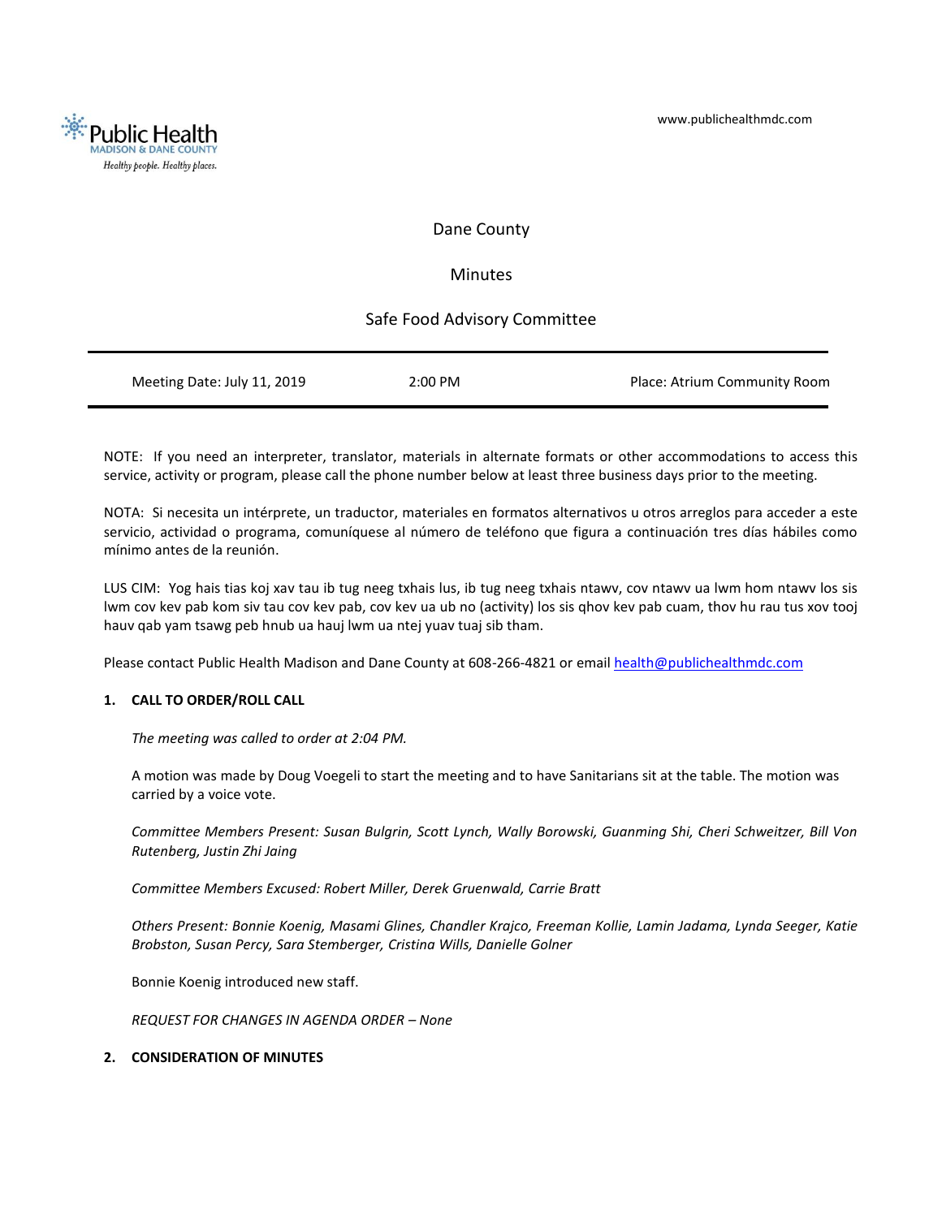Public Health MADISON & DANE COUNTY
*Healthy people. Healthy places.*

www.publichealthmdc.com

# Dane County

## Minutes

## Safe Food Advisory Committee

| Meeting Date: July 11, 2019 | 2:00 PM | Place: Atrium Community Room |
|---|---|---|

NOTE: If you need an interpreter, translator, materials in alternate formats or other accommodations to access this service, activity or program, please call the phone number below at least three business days prior to the meeting.

NOTA: Si necesita un intérprete, un traductor, materiales en formatos alternativos u otros arreglos para acceder a este servicio, actividad o programa, comuníquese al número de teléfono que figura a continuación tres días hábiles como mínimo antes de la reunión.

LUS CIM: Yog hais tias koj xav tau ib tug neeg txhais lus, ib tug neeg txhais ntawv, cov ntawv ua lwm hom ntawv los sis lwm cov kev pab kom siv tau cov kev pab, cov kev ua ub no (activity) los sis qhov kev pab cuam, thov hu rau tus xov tooj hauv qab yam tsawg peb hnub ua hauj lwm ua ntej yuav tuaj sib tham.

Please contact Public Health Madison and Dane County at 608-266-4821 or email health@publichealthmdc.com

**1. CALL TO ORDER/ROLL CALL**

*The meeting was called to order at 2:04 PM.*

A motion was made by Doug Voegeli to start the meeting and to have Sanitarians sit at the table. The motion was carried by a voice vote.

*Committee Members Present: Susan Bulgrin, Scott Lynch, Wally Borowski, Guanming Shi, Cheri Schweitzer, Bill Von Rutenberg, Justin Zhi Jaing*

*Committee Members Excused: Robert Miller, Derek Gruenwald, Carrie Bratt*

*Others Present: Bonnie Koenig, Masami Glines, Chandler Krajco, Freeman Kollie, Lamin Jadama, Lynda Seeger, Katie Brobston, Susan Percy, Sara Stemberger, Cristina Wills, Danielle Golner*

Bonnie Koenig introduced new staff.

*REQUEST FOR CHANGES IN AGENDA ORDER – None*

**2. CONSIDERATION OF MINUTES**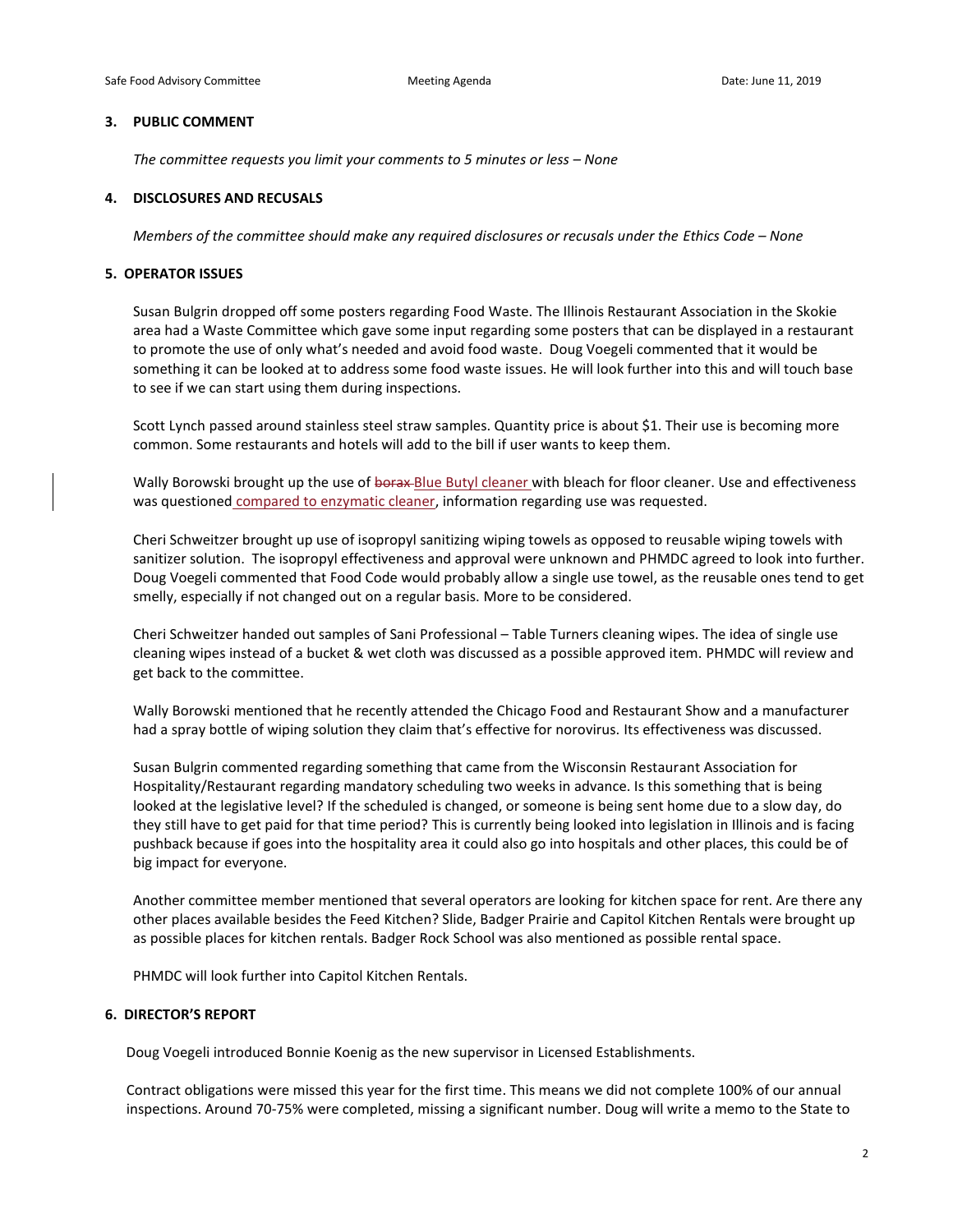### 3. PUBLIC COMMENT

*The committee requests you limit your comments to 5 minutes or less – None*

### 4. DISCLOSURES AND RECUSALS

*Members of the committee should make any required disclosures or recusals under the Ethics Code – None*

### 5. OPERATOR ISSUES

Susan Bulgrin dropped off some posters regarding Food Waste. The Illinois Restaurant Association in the Skokie area had a Waste Committee which gave some input regarding some posters that can be displayed in a restaurant to promote the use of only what's needed and avoid food waste. Doug Voegeli commented that it would be something it can be looked at to address some food waste issues. He will look further into this and will touch base to see if we can start using them during inspections.

Scott Lynch passed around stainless steel straw samples. Quantity price is about $1. Their use is becoming more common. Some restaurants and hotels will add to the bill if user wants to keep them.

Wally Borowski brought up the use of ~~borax~~ Blue Butyl cleaner with bleach for floor cleaner. Use and effectiveness was questioned compared to enzymatic cleaner, information regarding use was requested.

Cheri Schweitzer brought up use of isopropyl sanitizing wiping towels as opposed to reusable wiping towels with sanitizer solution. The isopropyl effectiveness and approval were unknown and PHMDC agreed to look into further. Doug Voegeli commented that Food Code would probably allow a single use towel, as the reusable ones tend to get smelly, especially if not changed out on a regular basis. More to be considered.

Cheri Schweitzer handed out samples of Sani Professional – Table Turners cleaning wipes. The idea of single use cleaning wipes instead of a bucket & wet cloth was discussed as a possible approved item. PHMDC will review and get back to the committee.

Wally Borowski mentioned that he recently attended the Chicago Food and Restaurant Show and a manufacturer had a spray bottle of wiping solution they claim that's effective for norovirus. Its effectiveness was discussed.

Susan Bulgrin commented regarding something that came from the Wisconsin Restaurant Association for Hospitality/Restaurant regarding mandatory scheduling two weeks in advance. Is this something that is being looked at the legislative level? If the scheduled is changed, or someone is being sent home due to a slow day, do they still have to get paid for that time period? This is currently being looked into legislation in Illinois and is facing pushback because if goes into the hospitality area it could also go into hospitals and other places, this could be of big impact for everyone.

Another committee member mentioned that several operators are looking for kitchen space for rent. Are there any other places available besides the Feed Kitchen? Slide, Badger Prairie and Capitol Kitchen Rentals were brought up as possible places for kitchen rentals. Badger Rock School was also mentioned as possible rental space.

PHMDC will look further into Capitol Kitchen Rentals.

### 6. DIRECTOR'S REPORT

Doug Voegeli introduced Bonnie Koenig as the new supervisor in Licensed Establishments.

Contract obligations were missed this year for the first time. This means we did not complete 100% of our annual inspections. Around 70-75% were completed, missing a significant number. Doug will write a memo to the State to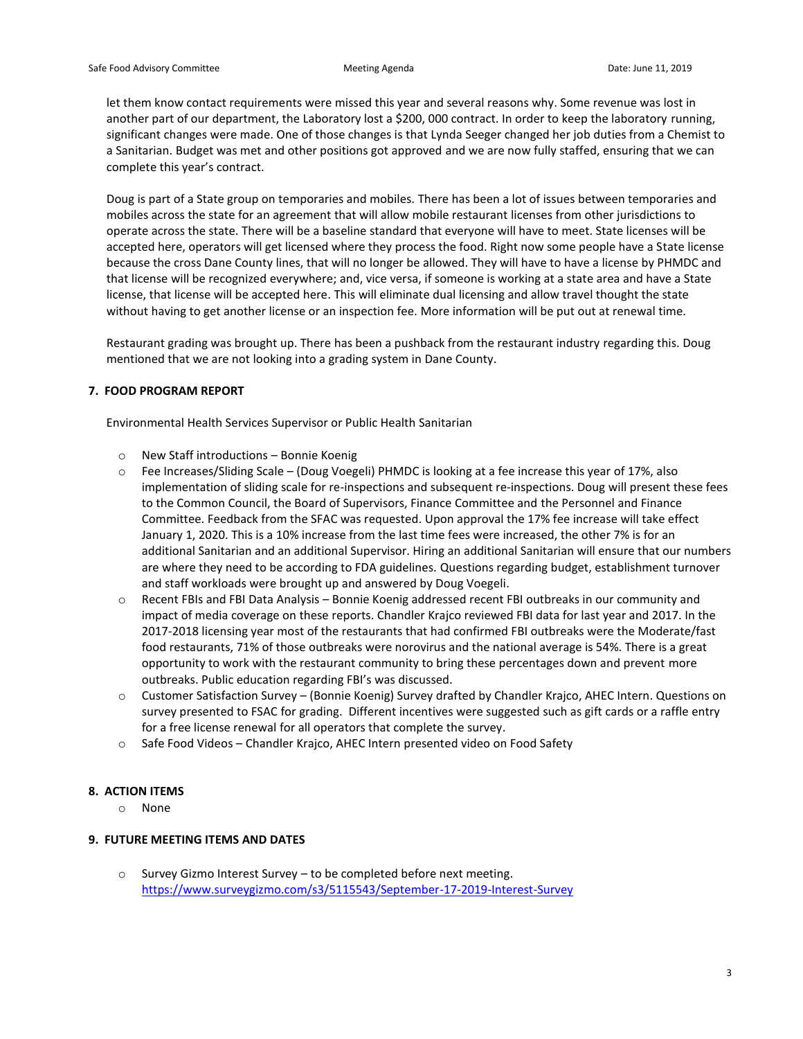let them know contact requirements were missed this year and several reasons why. Some revenue was lost in another part of our department, the Laboratory lost a $200, 000 contract. In order to keep the laboratory running, significant changes were made. One of those changes is that Lynda Seeger changed her job duties from a Chemist to a Sanitarian. Budget was met and other positions got approved and we are now fully staffed, ensuring that we can complete this year's contract.

Doug is part of a State group on temporaries and mobiles. There has been a lot of issues between temporaries and mobiles across the state for an agreement that will allow mobile restaurant licenses from other jurisdictions to operate across the state. There will be a baseline standard that everyone will have to meet. State licenses will be accepted here, operators will get licensed where they process the food. Right now some people have a State license because the cross Dane County lines, that will no longer be allowed. They will have to have a license by PHMDC and that license will be recognized everywhere; and, vice versa, if someone is working at a state area and have a State license, that license will be accepted here. This will eliminate dual licensing and allow travel thought the state without having to get another license or an inspection fee. More information will be put out at renewal time.

Restaurant grading was brought up. There has been a pushback from the restaurant industry regarding this. Doug mentioned that we are not looking into a grading system in Dane County.

## 7. FOOD PROGRAM REPORT

Environmental Health Services Supervisor or Public Health Sanitarian

- New Staff introductions – Bonnie Koenig
- Fee Increases/Sliding Scale – (Doug Voegeli) PHMDC is looking at a fee increase this year of 17%, also implementation of sliding scale for re-inspections and subsequent re-inspections. Doug will present these fees to the Common Council, the Board of Supervisors, Finance Committee and the Personnel and Finance Committee. Feedback from the SFAC was requested. Upon approval the 17% fee increase will take effect January 1, 2020. This is a 10% increase from the last time fees were increased, the other 7% is for an additional Sanitarian and an additional Supervisor. Hiring an additional Sanitarian will ensure that our numbers are where they need to be according to FDA guidelines. Questions regarding budget, establishment turnover and staff workloads were brought up and answered by Doug Voegeli.
- Recent FBIs and FBI Data Analysis – Bonnie Koenig addressed recent FBI outbreaks in our community and impact of media coverage on these reports. Chandler Krajco reviewed FBI data for last year and 2017. In the 2017-2018 licensing year most of the restaurants that had confirmed FBI outbreaks were the Moderate/fast food restaurants, 71% of those outbreaks were norovirus and the national average is 54%. There is a great opportunity to work with the restaurant community to bring these percentages down and prevent more outbreaks. Public education regarding FBI's was discussed.
- Customer Satisfaction Survey – (Bonnie Koenig) Survey drafted by Chandler Krajco, AHEC Intern. Questions on survey presented to FSAC for grading. Different incentives were suggested such as gift cards or a raffle entry for a free license renewal for all operators that complete the survey.
- Safe Food Videos – Chandler Krajco, AHEC Intern presented video on Food Safety

## 8. ACTION ITEMS

- None

## 9. FUTURE MEETING ITEMS AND DATES

- Survey Gizmo Interest Survey – to be completed before next meeting. https://www.surveygizmo.com/s3/5115543/September-17-2019-Interest-Survey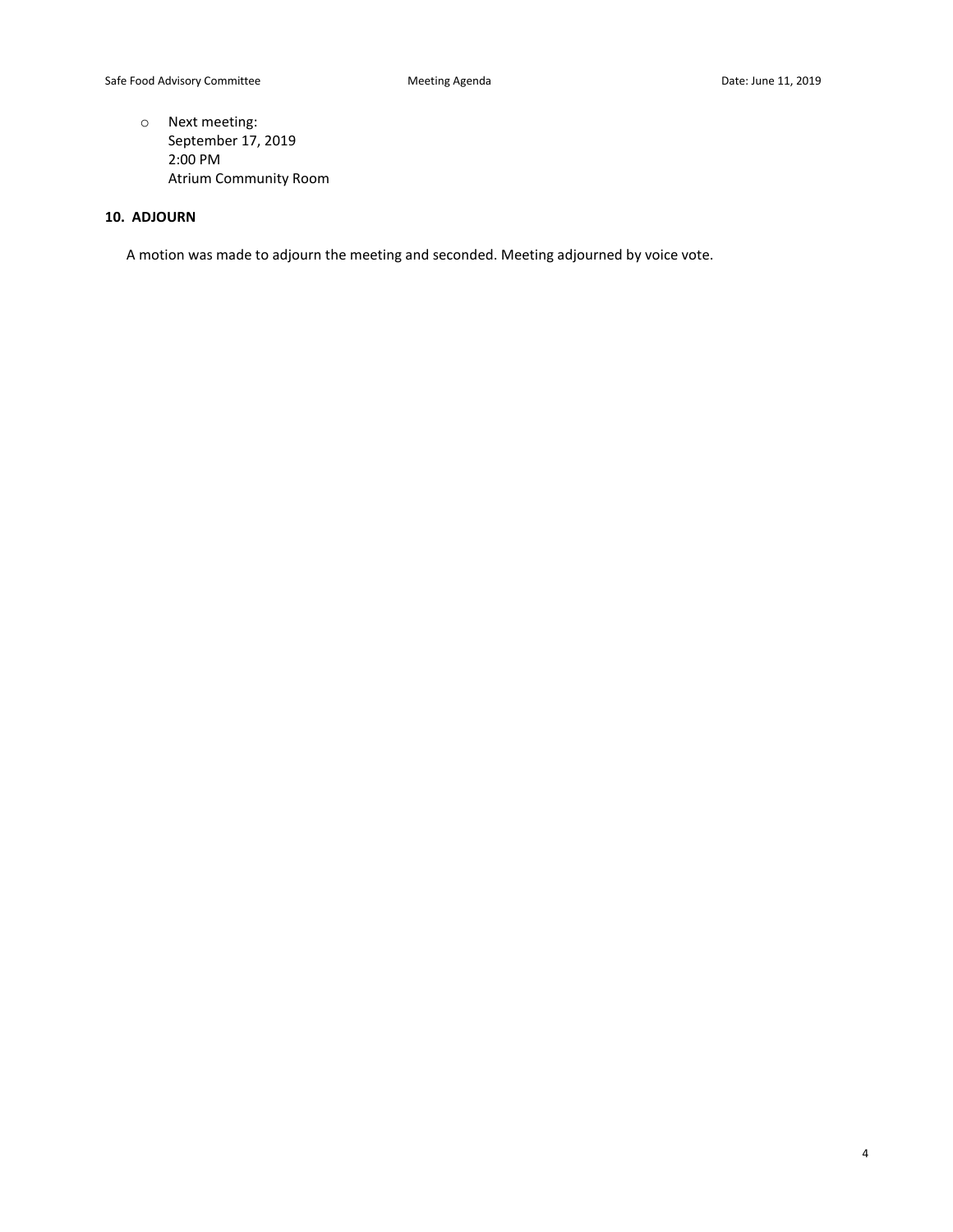- Next meeting:
  September 17, 2019
  2:00 PM
  Atrium Community Room

**10. ADJOURN**

A motion was made to adjourn the meeting and seconded. Meeting adjourned by voice vote.